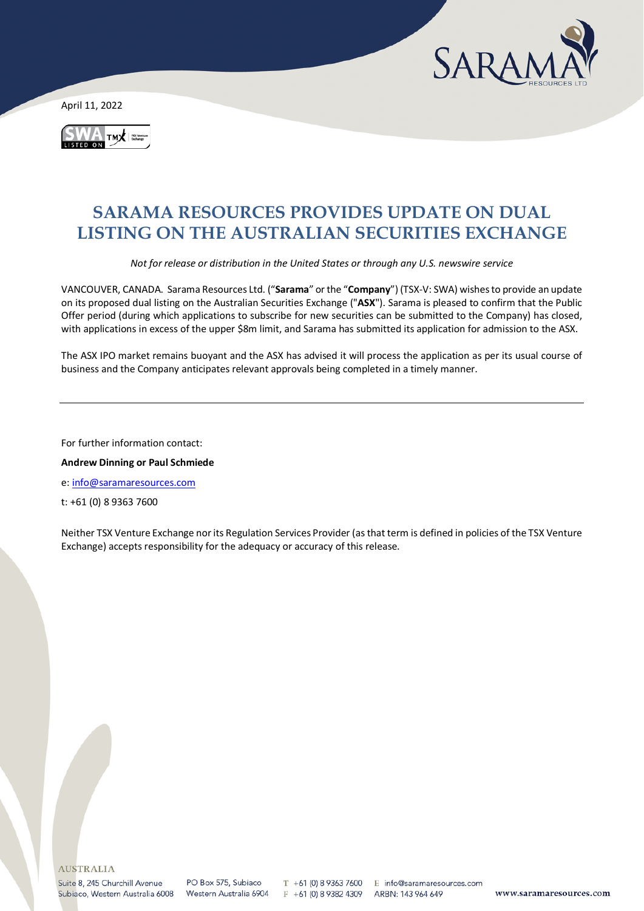April 11, 2022

# SARAMA RESOURCES PROVIDES UPDATE ON DUAL LISTING ON THE AUSTRALIAN SECURITIES EXCHANGE

*Not for release or distribution in the United States or through any U.S. newswire service*

VANCOUVER, CANADA. Sarama Resources Ltd. ("**Sarama**" or the "**Company**") (TSX-V: SWA) wishes to provide an update on its proposed dual listing on the Australian Securities Exchange ("**ASX**"). Sarama is pleased to confirm that the Public Offer period (during which applications to subscribe for new securities can be submitted to the Company) has closed, with applications in excess of the upper $8m limit, and Sarama has submitted its application for admission to the ASX.

The ASX IPO market remains buoyant and the ASX has advised it will process the application as per its usual course of business and the Company anticipates relevant approvals being completed in a timely manner.

---

For further information contact:

**Andrew Dinning or Paul Schmiede**

e: info@saramaresources.com

t: +61 (0) 8 9363 7600

Neither TSX Venture Exchange nor its Regulation Services Provider (as that term is defined in policies of the TSX Venture Exchange) accepts responsibility for the adequacy or accuracy of this release.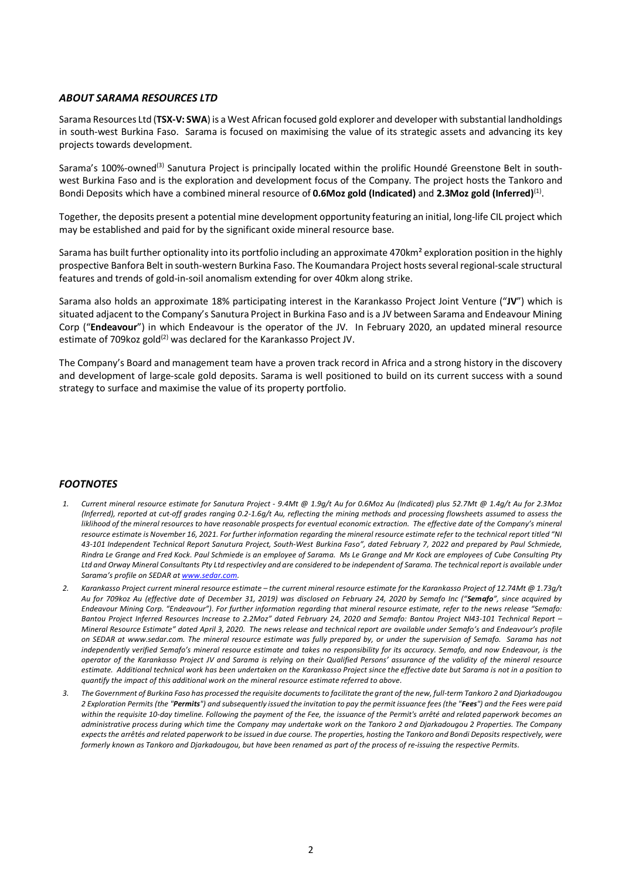## *ABOUT SARAMA RESOURCES LTD*

Sarama Resources Ltd (**TSX-V: SWA**) is a West African focused gold explorer and developer with substantial landholdings in south-west Burkina Faso. Sarama is focused on maximising the value of its strategic assets and advancing its key projects towards development.

Sarama's 100%-owned[3] Sanutura Project is principally located within the prolific Houndé Greenstone Belt in south-west Burkina Faso and is the exploration and development focus of the Company. The project hosts the Tankoro and Bondi Deposits which have a combined mineral resource of **0.6Moz gold (Indicated)** and **2.3Moz gold (Inferred)**[1].

Together, the deposits present a potential mine development opportunity featuring an initial, long-life CIL project which may be established and paid for by the significant oxide mineral resource base.

Sarama has built further optionality into its portfolio including an approximate 470km² exploration position in the highly prospective Banfora Belt in south-western Burkina Faso. The Koumandara Project hosts several regional-scale structural features and trends of gold-in-soil anomalism extending for over 40km along strike.

Sarama also holds an approximate 18% participating interest in the Karankasso Project Joint Venture ("**JV**") which is situated adjacent to the Company's Sanutura Project in Burkina Faso and is a JV between Sarama and Endeavour Mining Corp ("**Endeavour**") in which Endeavour is the operator of the JV. In February 2020, an updated mineral resource estimate of 709koz gold[2] was declared for the Karankasso Project JV.

The Company's Board and management team have a proven track record in Africa and a strong history in the discovery and development of large-scale gold deposits. Sarama is well positioned to build on its current success with a sound strategy to surface and maximise the value of its property portfolio.

## *FOOTNOTES*

1. *Current mineral resource estimate for Sanutura Project - 9.4Mt @ 1.9g/t Au for 0.6Moz Au (Indicated) plus 52.7Mt @ 1.4g/t Au for 2.3Moz (Inferred), reported at cut-off grades ranging 0.2-1.6g/t Au, reflecting the mining methods and processing flowsheets assumed to assess the liklihood of the mineral resources to have reasonable prospects for eventual economic extraction. The effective date of the Company's mineral resource estimate is November 16, 2021. For further information regarding the mineral resource estimate refer to the technical report titled "NI 43-101 Independent Technical Report Sanutura Project, South-West Burkina Faso", dated February 7, 2022 and prepared by Paul Schmiede, Rindra Le Grange and Fred Kock. Paul Schmiede is an employee of Sarama. Ms Le Grange and Mr Kock are employees of Cube Consulting Pty Ltd and Orway Mineral Consultants Pty Ltd respectivley and are considered to be independent of Sarama. The technical report is available under Sarama's profile on SEDAR at www.sedar.com.*
2. *Karankasso Project current mineral resource estimate – the current mineral resource estimate for the Karankasso Project of 12.74Mt @ 1.73g/t Au for 709koz Au (effective date of December 31, 2019) was disclosed on February 24, 2020 by Semafo Inc ("**Semafo**", since acquired by Endeavour Mining Corp. "Endeavour"). For further information regarding that mineral resource estimate, refer to the news release "Semafo: Bantou Project Inferred Resources Increase to 2.2Moz" dated February 24, 2020 and Semafo: Bantou Project NI43-101 Technical Report – Mineral Resource Estimate" dated April 3, 2020. The news release and technical report are available under Semafo's and Endeavour's profile on SEDAR at www.sedar.com. The mineral resource estimate was fully prepared by, or under the supervision of Semafo. Sarama has not independently verified Semafo's mineral resource estimate and takes no responsibility for its accuracy. Semafo, and now Endeavour, is the operator of the Karankasso Project JV and Sarama is relying on their Qualified Persons' assurance of the validity of the mineral resource estimate. Additional technical work has been undertaken on the Karankasso Project since the effective date but Sarama is not in a position to quantify the impact of this additional work on the mineral resource estimate referred to above.*
3. *The Government of Burkina Faso has processed the requisite documents to facilitate the grant of the new, full-term Tankoro 2 and Djarkadougou 2 Exploration Permits (the "**Permits**") and subsequently issued the invitation to pay the permit issuance fees (the "**Fees**") and the Fees were paid within the requisite 10-day timeline. Following the payment of the Fee, the issuance of the Permit's arrêté and related paperwork becomes an administrative process during which time the Company may undertake work on the Tankoro 2 and Djarkadougou 2 Properties. The Company expects the arrêtés and related paperwork to be issued in due course. The properties, hosting the Tankoro and Bondi Deposits respectively, were formerly known as Tankoro and Djarkadougou, but have been renamed as part of the process of re-issuing the respective Permits.*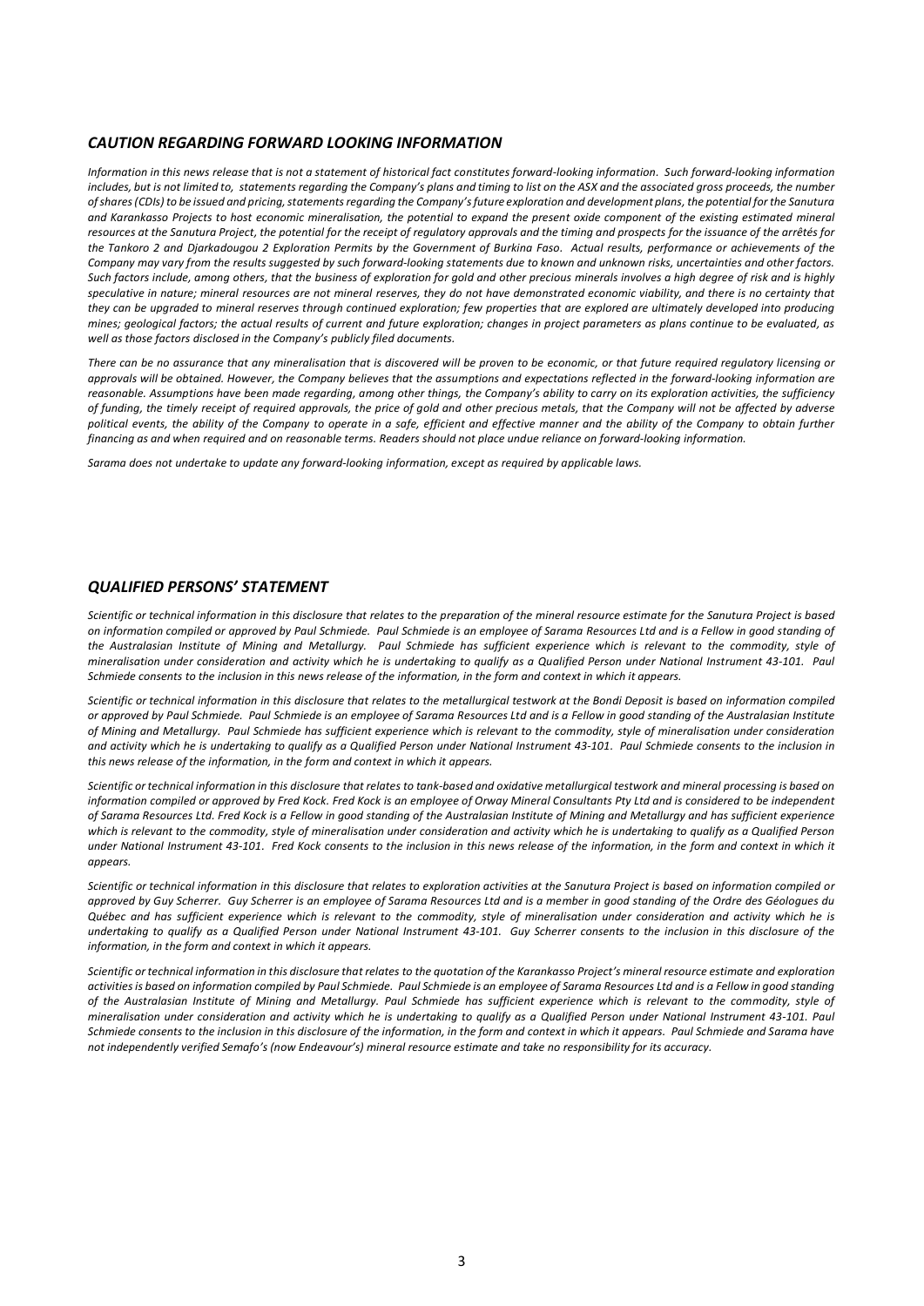## *CAUTION REGARDING FORWARD LOOKING INFORMATION*

*Information in this news release that is not a statement of historical fact constitutes forward-looking information. Such forward-looking information includes, but is not limited to, statements regarding the Company's plans and timing to list on the ASX and the associated gross proceeds, the number of shares (CDIs) to be issued and pricing, statements regarding the Company's future exploration and development plans, the potential for the Sanutura and Karankasso Projects to host economic mineralisation, the potential to expand the present oxide component of the existing estimated mineral resources at the Sanutura Project, the potential for the receipt of regulatory approvals and the timing and prospects for the issuance of the arrêtés for the Tankoro 2 and Djarkadougou 2 Exploration Permits by the Government of Burkina Faso. Actual results, performance or achievements of the Company may vary from the results suggested by such forward-looking statements due to known and unknown risks, uncertainties and other factors. Such factors include, among others, that the business of exploration for gold and other precious minerals involves a high degree of risk and is highly speculative in nature; mineral resources are not mineral reserves, they do not have demonstrated economic viability, and there is no certainty that they can be upgraded to mineral reserves through continued exploration; few properties that are explored are ultimately developed into producing mines; geological factors; the actual results of current and future exploration; changes in project parameters as plans continue to be evaluated, as well as those factors disclosed in the Company's publicly filed documents.*

*There can be no assurance that any mineralisation that is discovered will be proven to be economic, or that future required regulatory licensing or approvals will be obtained. However, the Company believes that the assumptions and expectations reflected in the forward-looking information are reasonable. Assumptions have been made regarding, among other things, the Company's ability to carry on its exploration activities, the sufficiency of funding, the timely receipt of required approvals, the price of gold and other precious metals, that the Company will not be affected by adverse political events, the ability of the Company to operate in a safe, efficient and effective manner and the ability of the Company to obtain further financing as and when required and on reasonable terms. Readers should not place undue reliance on forward-looking information.*

*Sarama does not undertake to update any forward-looking information, except as required by applicable laws.*

## *QUALIFIED PERSONS' STATEMENT*

*Scientific or technical information in this disclosure that relates to the preparation of the mineral resource estimate for the Sanutura Project is based on information compiled or approved by Paul Schmiede. Paul Schmiede is an employee of Sarama Resources Ltd and is a Fellow in good standing of the Australasian Institute of Mining and Metallurgy. Paul Schmiede has sufficient experience which is relevant to the commodity, style of mineralisation under consideration and activity which he is undertaking to qualify as a Qualified Person under National Instrument 43-101. Paul Schmiede consents to the inclusion in this news release of the information, in the form and context in which it appears.*

*Scientific or technical information in this disclosure that relates to the metallurgical testwork at the Bondi Deposit is based on information compiled or approved by Paul Schmiede. Paul Schmiede is an employee of Sarama Resources Ltd and is a Fellow in good standing of the Australasian Institute of Mining and Metallurgy. Paul Schmiede has sufficient experience which is relevant to the commodity, style of mineralisation under consideration and activity which he is undertaking to qualify as a Qualified Person under National Instrument 43-101. Paul Schmiede consents to the inclusion in this news release of the information, in the form and context in which it appears.*

*Scientific or technical information in this disclosure that relates to tank-based and oxidative metallurgical testwork and mineral processing is based on information compiled or approved by Fred Kock. Fred Kock is an employee of Orway Mineral Consultants Pty Ltd and is considered to be independent of Sarama Resources Ltd. Fred Kock is a Fellow in good standing of the Australasian Institute of Mining and Metallurgy and has sufficient experience which is relevant to the commodity, style of mineralisation under consideration and activity which he is undertaking to qualify as a Qualified Person under National Instrument 43-101. Fred Kock consents to the inclusion in this news release of the information, in the form and context in which it appears.*

*Scientific or technical information in this disclosure that relates to exploration activities at the Sanutura Project is based on information compiled or approved by Guy Scherrer. Guy Scherrer is an employee of Sarama Resources Ltd and is a member in good standing of the Ordre des Géologues du Québec and has sufficient experience which is relevant to the commodity, style of mineralisation under consideration and activity which he is undertaking to qualify as a Qualified Person under National Instrument 43-101. Guy Scherrer consents to the inclusion in this disclosure of the information, in the form and context in which it appears.*

*Scientific or technical information in this disclosure that relates to the quotation of the Karankasso Project's mineral resource estimate and exploration activities is based on information compiled by Paul Schmiede. Paul Schmiede is an employee of Sarama Resources Ltd and is a Fellow in good standing of the Australasian Institute of Mining and Metallurgy. Paul Schmiede has sufficient experience which is relevant to the commodity, style of mineralisation under consideration and activity which he is undertaking to qualify as a Qualified Person under National Instrument 43-101. Paul Schmiede consents to the inclusion in this disclosure of the information, in the form and context in which it appears. Paul Schmiede and Sarama have not independently verified Semafo's (now Endeavour's) mineral resource estimate and take no responsibility for its accuracy.*